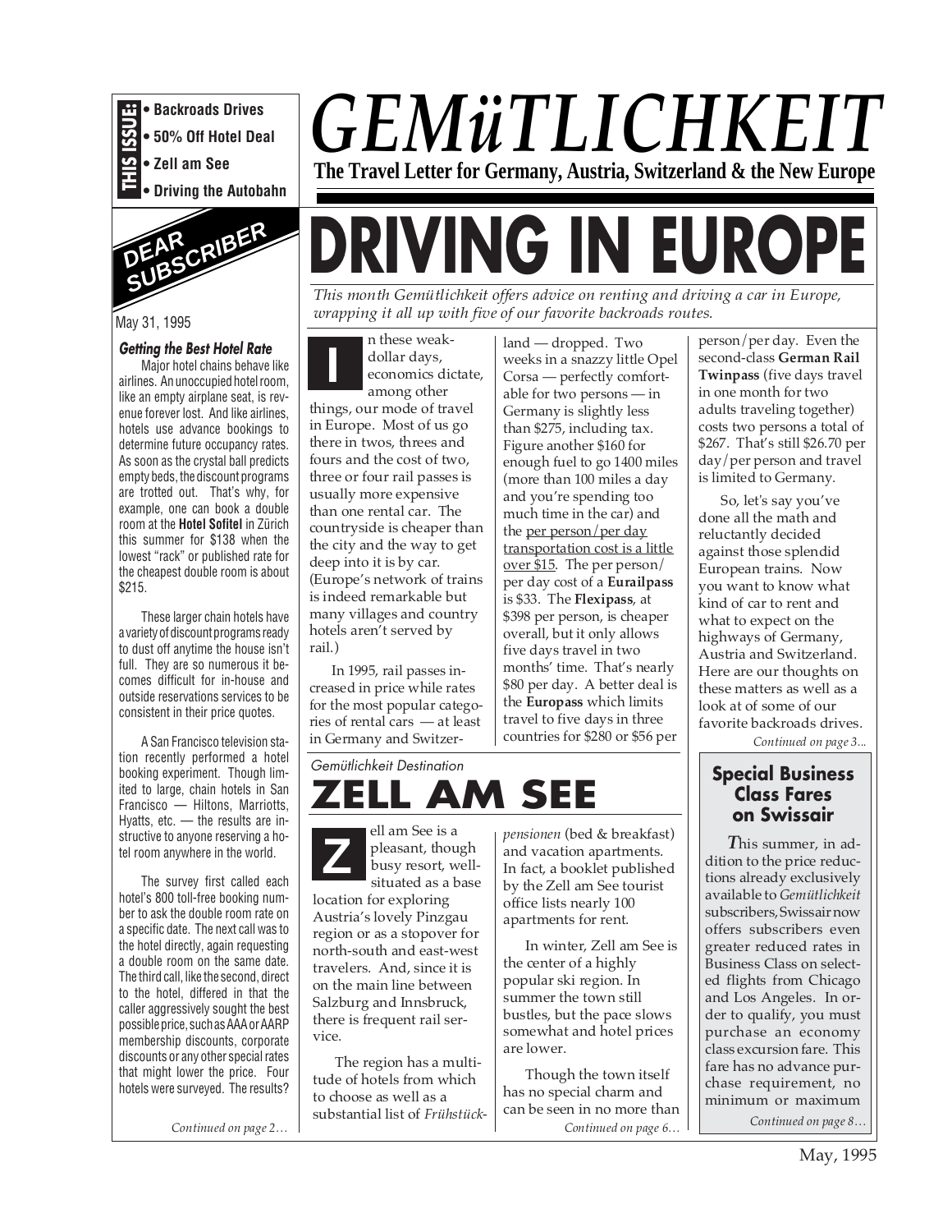**THIS ISSUE:**
- Backroads Drives
- 50% Off Hotel Deal
- Zell am See
- Driving the Autobahn

# *GEMüTLICHKEIT*

**The Travel Letter for Germany, Austria, Switzerland & the New Europe**

## DEAR SUBSCRIBER

May 31, 1995

***Getting the Best Hotel Rate***

Major hotel chains behave like airlines. An unoccupied hotel room, like an empty airplane seat, is revenue forever lost. And like airlines, hotels use advance bookings to determine future occupancy rates. As soon as the crystal ball predicts empty beds, the discount programs are trotted out. That's why, for example, one can book a double room at the **Hotel Sofitel** in Zürich this summer for $138 when the lowest "rack" or published rate for the cheapest double room is about $215.

These larger chain hotels have a variety of discount programs ready to dust off anytime the house isn't full. They are so numerous it becomes difficult for in-house and outside reservations services to be consistent in their price quotes.

A San Francisco television station recently performed a hotel booking experiment. Though limited to large, chain hotels in San Francisco — Hiltons, Marriotts, Hyatts, etc. — the results are instructive to anyone reserving a hotel room anywhere in the world.

The survey first called each hotel's 800 toll-free booking number to ask the double room rate on a specific date. The next call was to the hotel directly, again requesting a double room on the same date. The third call, like the second, direct to the hotel, differed in that the caller aggressively sought the best possible price, such as AAA or AARP membership discounts, corporate discounts or any other special rates that might lower the price. Four hotels were surveyed. The results?

*Continued on page 2…*

# DRIVING IN EUROPE

*This month Gemütlichkeit offers advice on renting and driving a car in Europe, wrapping it all up with five of our favorite backroads routes.*

In these weak-dollar days, economics dictate, among other things, our mode of travel in Europe. Most of us go there in twos, threes and fours and the cost of two, three or four rail passes is usually more expensive than one rental car. The countryside is cheaper than the city and the way to get deep into it is by car. (Europe's network of trains is indeed remarkable but many villages and country hotels aren't served by rail.)

In 1995, rail passes increased in price while rates for the most popular categories of rental cars — at least in Germany and Switzerland — dropped. Two weeks in a snazzy little Opel Corsa — perfectly comfortable for two persons — in Germany is slightly less than $275, including tax. Figure another $160 for enough fuel to go 1400 miles (more than 100 miles a day and you're spending too much time in the car) and the per person/per day transportation cost is a little over $15. The per person/per day cost of a **Eurailpass** is $33. The **Flexipass**, at $398 per person, is cheaper overall, but it only allows five days travel in two months' time. That's nearly $80 per day. A better deal is the **Europass** which limits travel to five days in three countries for $280 or $56 per person/per day. Even the second-class **German Rail Twinpass** (five days travel in one month for two adults traveling together) costs two persons a total of $267. That's still $26.70 per day/per person and travel is limited to Germany.

So, let's say you've done all the math and reluctantly decided against those splendid European trains. Now you want to know what kind of car to rent and what to expect on the highways of Germany, Austria and Switzerland. Here are our thoughts on these matters as well as a look at of some of our favorite backroads drives.

*Continued on page 3…*

*Gemütlichkeit Destination*

# ZELL AM SEE

Zell am See is a pleasant, though busy resort, well-situated as a base location for exploring Austria's lovely Pinzgau region or as a stopover for north-south and east-west travelers. And, since it is on the main line between Salzburg and Innsbruck, there is frequent rail service.

The region has a multitude of hotels from which to choose as well as a substantial list of *Frühstückpensionen* (bed & breakfast) and vacation apartments. In fact, a booklet published by the Zell am See tourist office lists nearly 100 apartments for rent.

In winter, Zell am See is the center of a highly popular ski region. In summer the town still bustles, but the pace slows somewhat and hotel prices are lower.

Though the town itself has no special charm and can be seen in no more than

*Continued on page 6…*

### Special Business Class Fares on Swissair

*This summer, in addition to the price reductions already exclusively available to Gemütlichkeit subscribers, Swissair now offers subscribers even greater reduced rates in Business Class on selected flights from Chicago and Los Angeles. In order to qualify, you must purchase an economy class excursion fare. This fare has no advance purchase requirement, no minimum or maximum*

*Continued on page 8…*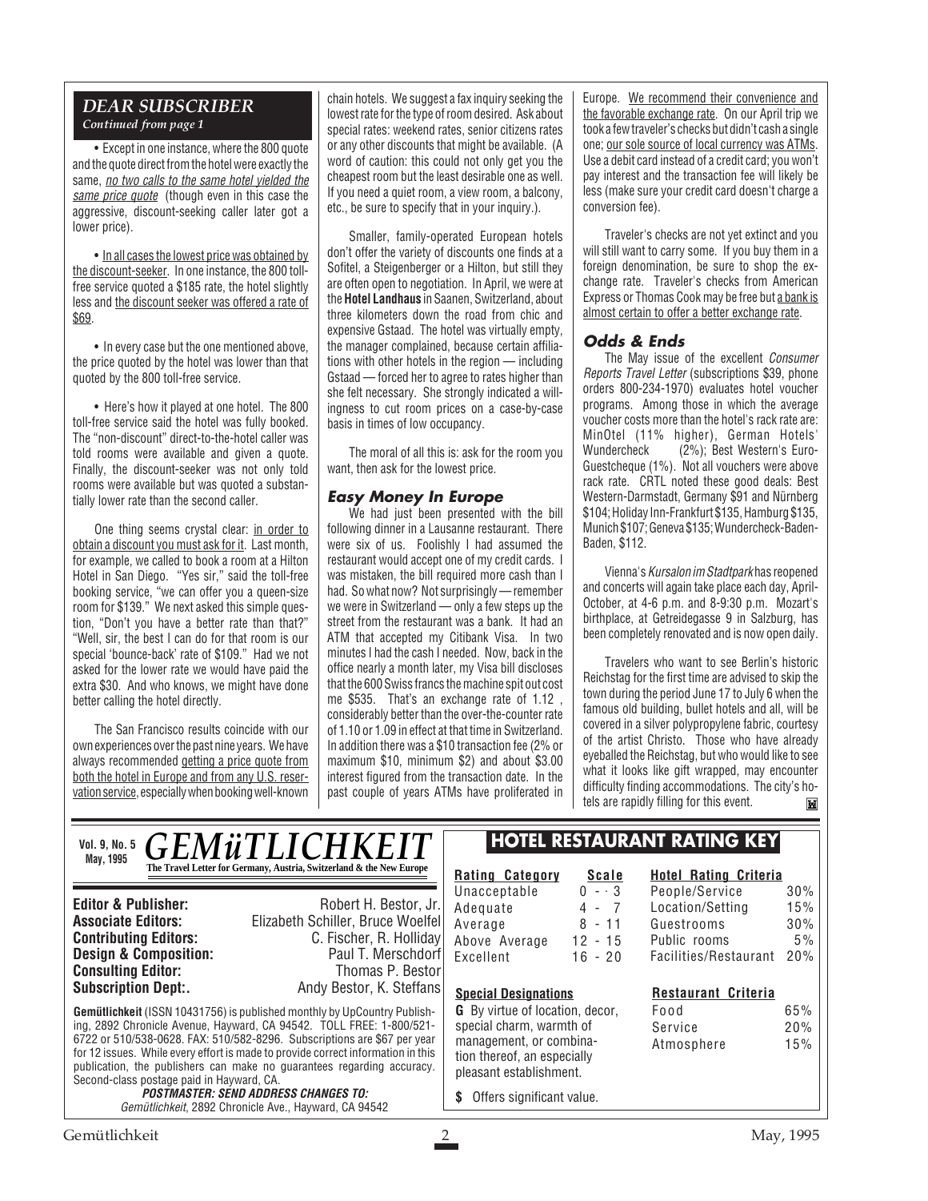## DEAR SUBSCRIBER

*Continued from page 1*

• Except in one instance, where the 800 quote and the quote direct from the hotel were exactly the same, *no two calls to the same hotel yielded the same price quote* (though even in this case the aggressive, discount-seeking caller later got a lower price).

• In all cases the lowest price was obtained by the discount-seeker. In one instance, the 800 toll-free service quoted a $185 rate, the hotel slightly less and the discount seeker was offered a rate of $69.

• In every case but the one mentioned above, the price quoted by the hotel was lower than that quoted by the 800 toll-free service.

• Here's how it played at one hotel. The 800 toll-free service said the hotel was fully booked. The "non-discount" direct-to-the-hotel caller was told rooms were available and given a quote. Finally, the discount-seeker was not only told rooms were available but was quoted a substantially lower rate than the second caller.

One thing seems crystal clear: in order to obtain a discount you must ask for it. Last month, for example, we called to book a room at a Hilton Hotel in San Diego. "Yes sir," said the toll-free booking service, "we can offer you a queen-size room for $139." We next asked this simple question, "Don't you have a better rate than that?" "Well, sir, the best I can do for that room is our special 'bounce-back' rate of $109." Had we not asked for the lower rate we would have paid the extra $30. And who knows, we might have done better calling the hotel directly.

The San Francisco results coincide with our own experiences over the past nine years. We have always recommended getting a price quote from both the hotel in Europe and from any U.S. reservation service, especially when booking well-known chain hotels. We suggest a fax inquiry seeking the lowest rate for the type of room desired. Ask about special rates: weekend rates, senior citizens rates or any other discounts that might be available. (A word of caution: this could not only get you the cheapest room but the least desirable one as well. If you need a quiet room, a view room, a balcony, etc., be sure to specify that in your inquiry.).

Smaller, family-operated European hotels don't offer the variety of discounts one finds at a Sofitel, a Steigenberger or a Hilton, but still they are often open to negotiation. In April, we were at the **Hotel Landhaus** in Saanen, Switzerland, about three kilometers down the road from chic and expensive Gstaad. The hotel was virtually empty, the manager complained, because certain affiliations with other hotels in the region — including Gstaad — forced her to agree to rates higher than she felt necessary. She strongly indicated a willingness to cut room prices on a case-by-case basis in times of low occupancy.

The moral of all this is: ask for the room you want, then ask for the lowest price.

### Easy Money In Europe

We had just been presented with the bill following dinner in a Lausanne restaurant. There were six of us. Foolishly I had assumed the restaurant would accept one of my credit cards. I was mistaken, the bill required more cash than I had. So what now? Not surprisingly — remember we were in Switzerland — only a few steps up the street from the restaurant was a bank. It had an ATM that accepted my Citibank Visa. In two minutes I had the cash I needed. Now, back in the office nearly a month later, my Visa bill discloses that the 600 Swiss francs the machine spit out cost me $535. That's an exchange rate of 1.12 , considerably better than the over-the-counter rate of 1.10 or 1.09 in effect at that time in Switzerland. In addition there was a $10 transaction fee (2% or maximum $10, minimum $2) and about $3.00 interest figured from the transaction date. In the past couple of years ATMs have proliferated in Europe. We recommend their convenience and the favorable exchange rate. On our April trip we took a few traveler's checks but didn't cash a single one; our sole source of local currency was ATMs. Use a debit card instead of a credit card; you won't pay interest and the transaction fee will likely be less (make sure your credit card doesn't charge a conversion fee).

Traveler's checks are not yet extinct and you will still want to carry some. If you buy them in a foreign denomination, be sure to shop the exchange rate. Traveler's checks from American Express or Thomas Cook may be free but a bank is almost certain to offer a better exchange rate.

### Odds & Ends

The May issue of the excellent *Consumer Reports Travel Letter* (subscriptions $39, phone orders 800-234-1970) evaluates hotel voucher programs. Among those in which the average voucher costs more than the hotel's rack rate are: MinOtel (11% higher), German Hotels' Wundercheck (2%); Best Western's Euro-Guestcheque (1%). Not all vouchers were above rack rate. CRTL noted these good deals: Best Western-Darmstadt, Germany $91 and Nürnberg $104; Holiday Inn-Frankfurt $135, Hamburg $135, Munich $107; Geneva $135; Wundercheck-Baden-Baden, $112.

Vienna's *Kursalon im Stadtpark* has reopened and concerts will again take place each day, April-October, at 4-6 p.m. and 8-9:30 p.m. Mozart's birthplace, at Getreidegasse 9 in Salzburg, has been completely renovated and is now open daily.

Travelers who want to see Berlin's historic Reichstag for the first time are advised to skip the town during the period June 17 to July 6 when the famous old building, bullet hotels and all, will be covered in a silver polypropylene fabric, courtesy of the artist Christo. Those who have already eyeballed the Reichstag, but who would like to see what it looks like gift wrapped, may encounter difficulty finding accommodations. The city's hotels are rapidly filling for this event.

---

**Vol. 9, No. 5**
**May, 1995**

# GEMüTLICHKEIT

**The Travel Letter for Germany, Austria, Switzerland & the New Europe**

**Editor & Publisher:** Robert H. Bestor, Jr.
**Associate Editors:** Elizabeth Schiller, Bruce Woelfel
**Contributing Editors:** C. Fischer, R. Holliday
**Design & Composition:** Paul T. Merschdorf
**Consulting Editor:** Thomas P. Bestor
**Subscription Dept:.** Andy Bestor, K. Steffans

**Gemütlichkeit** (ISSN 10431756) is published monthly by UpCountry Publishing, 2892 Chronicle Avenue, Hayward, CA 94542. TOLL FREE: 1-800/521-6722 or 510/538-0628. FAX: 510/582-8296. Subscriptions are $67 per year for 12 issues. While every effort is made to provide correct information in this publication, the publishers can make no guarantees regarding accuracy. Second-class postage paid in Hayward, CA.

***POSTMASTER: SEND ADDRESS CHANGES TO:***
*Gemütlichkeit*, 2892 Chronicle Ave., Hayward, CA 94542

## HOTEL RESTAURANT RATING KEY

| Rating Category | Scale |
|---|---|
| Unacceptable | 0 - 3 |
| Adequate | 4 - 7 |
| Average | 8 - 11 |
| Above Average | 12 - 15 |
| Excellent | 16 - 20 |

| Hotel Rating Criteria | |
|---|---|
| People/Service | 30% |
| Location/Setting | 15% |
| Guestrooms | 30% |
| Public rooms | 5% |
| Facilities/Restaurant | 20% |

**Special Designations**

**G** By virtue of location, decor, special charm, warmth of management, or combination thereof, an especially pleasant establishment.

**$** Offers significant value.

| Restaurant Criteria | |
|---|---|
| Food | 65% |
| Service | 20% |
| Atmosphere | 15% |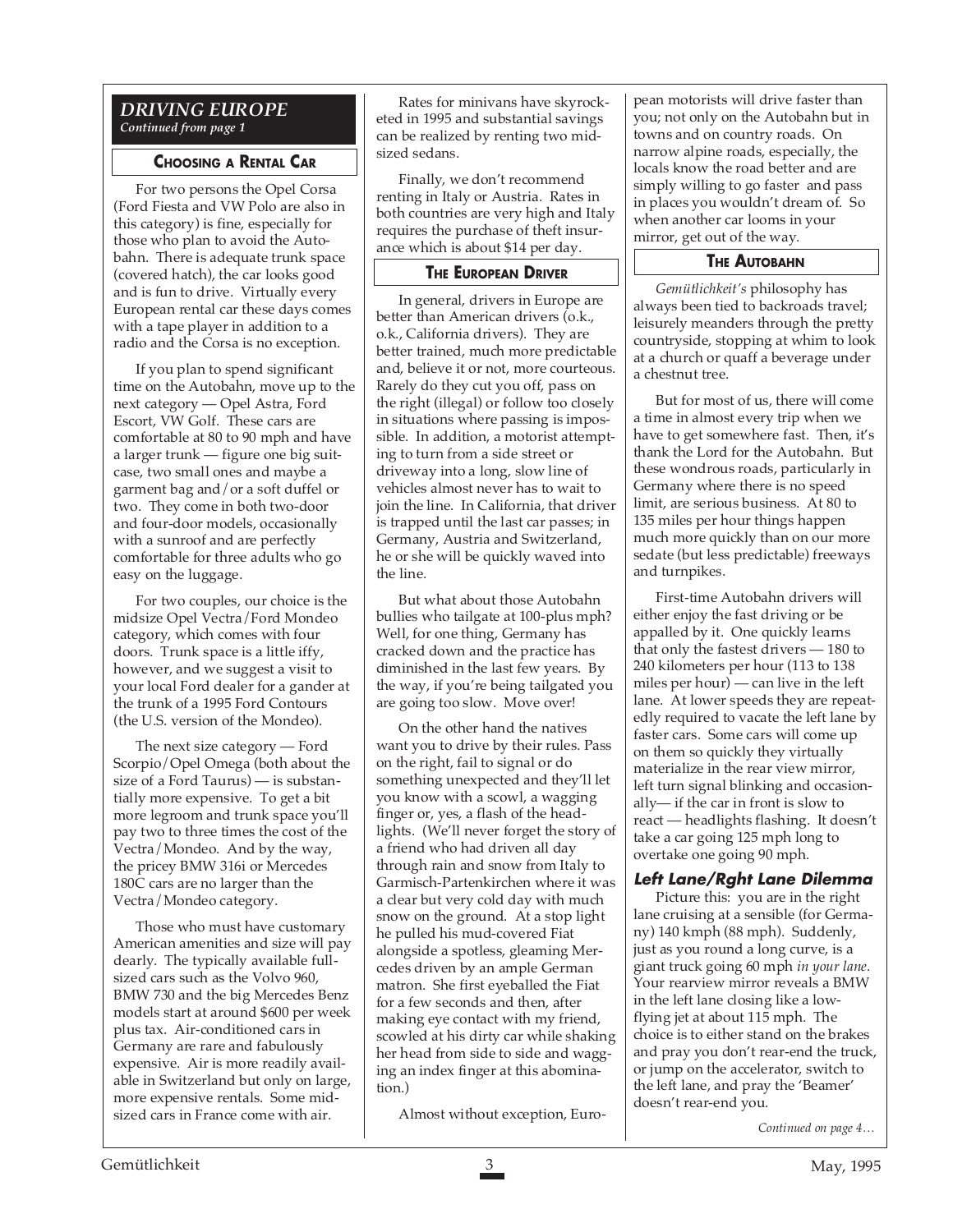## *DRIVING EUROPE*

*Continued from page 1*

### CHOOSING A RENTAL CAR

For two persons the Opel Corsa (Ford Fiesta and VW Polo are also in this category) is fine, especially for those who plan to avoid the Autobahn. There is adequate trunk space (covered hatch), the car looks good and is fun to drive. Virtually every European rental car these days comes with a tape player in addition to a radio and the Corsa is no exception.

If you plan to spend significant time on the Autobahn, move up to the next category — Opel Astra, Ford Escort, VW Golf. These cars are comfortable at 80 to 90 mph and have a larger trunk — figure one big suitcase, two small ones and maybe a garment bag and/or a soft duffel or two. They come in both two-door and four-door models, occasionally with a sunroof and are perfectly comfortable for three adults who go easy on the luggage.

For two couples, our choice is the midsize Opel Vectra/Ford Mondeo category, which comes with four doors. Trunk space is a little iffy, however, and we suggest a visit to your local Ford dealer for a gander at the trunk of a 1995 Ford Contours (the U.S. version of the Mondeo).

The next size category — Ford Scorpio/Opel Omega (both about the size of a Ford Taurus) — is substantially more expensive. To get a bit more legroom and trunk space you'll pay two to three times the cost of the Vectra/Mondeo. And by the way, the pricey BMW 316i or Mercedes 180C cars are no larger than the Vectra/Mondeo category.

Those who must have customary American amenities and size will pay dearly. The typically available full-sized cars such as the Volvo 960, BMW 730 and the big Mercedes Benz models start at around $600 per week plus tax. Air-conditioned cars in Germany are rare and fabulously expensive. Air is more readily available in Switzerland but only on large, more expensive rentals. Some mid-sized cars in France come with air.

Rates for minivans have skyrocketed in 1995 and substantial savings can be realized by renting two mid-sized sedans.

Finally, we don't recommend renting in Italy or Austria. Rates in both countries are very high and Italy requires the purchase of theft insurance which is about $14 per day.

### THE EUROPEAN DRIVER

In general, drivers in Europe are better than American drivers (o.k., o.k., California drivers). They are better trained, much more predictable and, believe it or not, more courteous. Rarely do they cut you off, pass on the right (illegal) or follow too closely in situations where passing is impossible. In addition, a motorist attempting to turn from a side street or driveway into a long, slow line of vehicles almost never has to wait to join the line. In California, that driver is trapped until the last car passes; in Germany, Austria and Switzerland, he or she will be quickly waved into the line.

But what about those Autobahn bullies who tailgate at 100-plus mph? Well, for one thing, Germany has cracked down and the practice has diminished in the last few years. By the way, if you're being tailgated you are going too slow. Move over!

On the other hand the natives want you to drive by their rules. Pass on the right, fail to signal or do something unexpected and they'll let you know with a scowl, a wagging finger or, yes, a flash of the headlights. (We'll never forget the story of a friend who had driven all day through rain and snow from Italy to Garmisch-Partenkirchen where it was a clear but very cold day with much snow on the ground. At a stop light he pulled his mud-covered Fiat alongside a spotless, gleaming Mercedes driven by an ample German matron. She first eyeballed the Fiat for a few seconds and then, after making eye contact with my friend, scowled at his dirty car while shaking her head from side to side and wagging an index finger at this abomination.)

Almost without exception, European motorists will drive faster than you; not only on the Autobahn but in towns and on country roads. On narrow alpine roads, especially, the locals know the road better and are simply willing to go faster and pass in places you wouldn't dream of. So when another car looms in your mirror, get out of the way.

### THE AUTOBAHN

*Gemütlichkeit's* philosophy has always been tied to backroads travel; leisurely meanders through the pretty countryside, stopping at whim to look at a church or quaff a beverage under a chestnut tree.

But for most of us, there will come a time in almost every trip when we have to get somewhere fast. Then, it's thank the Lord for the Autobahn. But these wondrous roads, particularly in Germany where there is no speed limit, are serious business. At 80 to 135 miles per hour things happen much more quickly than on our more sedate (but less predictable) freeways and turnpikes.

First-time Autobahn drivers will either enjoy the fast driving or be appalled by it. One quickly learns that only the fastest drivers — 180 to 240 kilometers per hour (113 to 138 miles per hour) — can live in the left lane. At lower speeds they are repeatedly required to vacate the left lane by faster cars. Some cars will come up on them so quickly they virtually materialize in the rear view mirror, left turn signal blinking and occasionally— if the car in front is slow to react — headlights flashing. It doesn't take a car going 125 mph long to overtake one going 90 mph.

#### *Left Lane/Rght Lane Dilemma*

Picture this: you are in the right lane cruising at a sensible (for Germany) 140 kmph (88 mph). Suddenly, just as you round a long curve, is a giant truck going 60 mph *in your lane*. Your rearview mirror reveals a BMW in the left lane closing like a low-flying jet at about 115 mph. The choice is to either stand on the brakes and pray you don't rear-end the truck, or jump on the accelerator, switch to the left lane, and pray the 'Beamer' doesn't rear-end you.

*Continued on page 4…*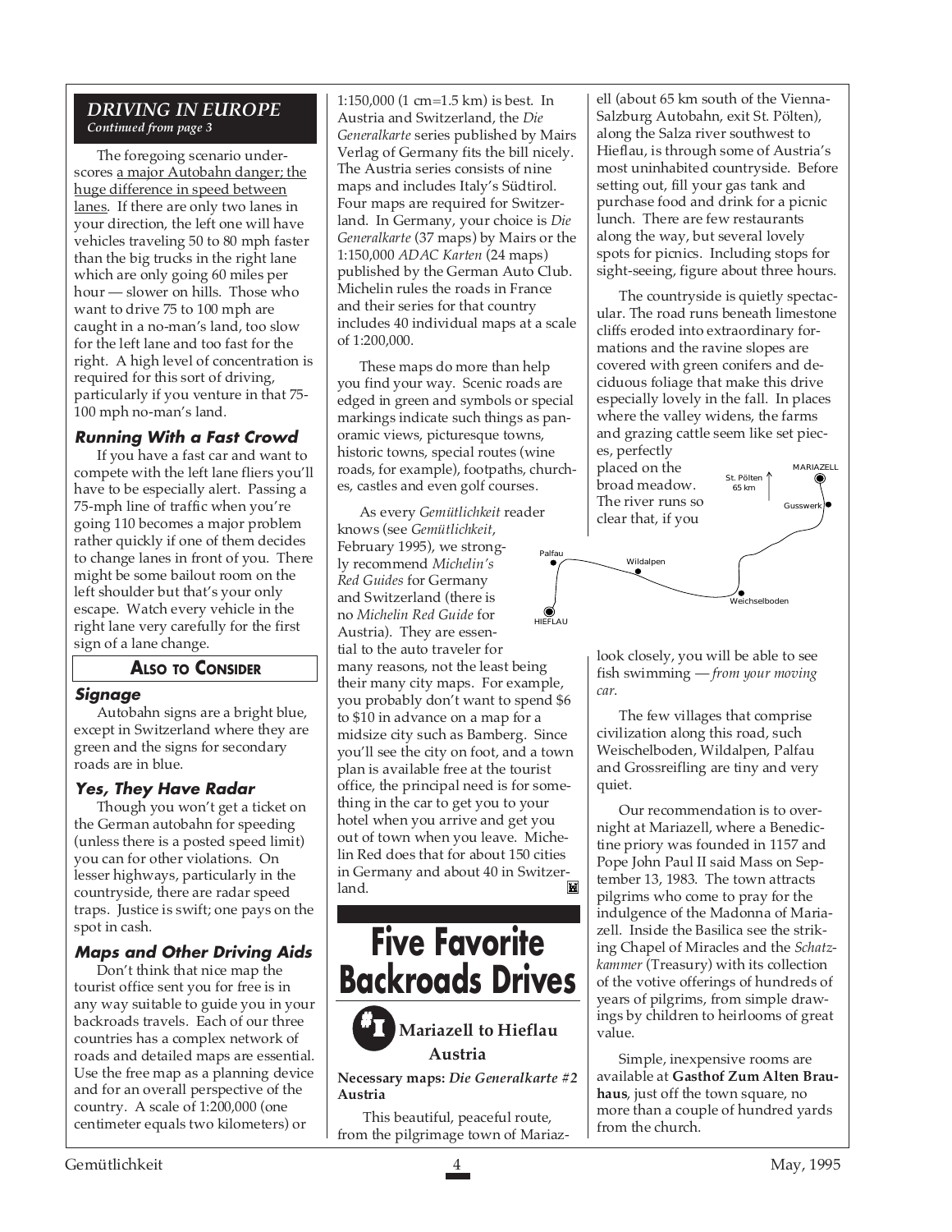## DRIVING IN EUROPE

*Continued from page 3*

The foregoing scenario underscores a major Autobahn danger; the huge difference in speed between lanes. If there are only two lanes in your direction, the left one will have vehicles traveling 50 to 80 mph faster than the big trucks in the right lane which are only going 60 miles per hour — slower on hills. Those who want to drive 75 to 100 mph are caught in a no-man's land, too slow for the left lane and too fast for the right. A high level of concentration is required for this sort of driving, particularly if you venture in that 75-100 mph no-man's land.

### Running With a Fast Crowd

If you have a fast car and want to compete with the left lane fliers you'll have to be especially alert. Passing a 75-mph line of traffic when you're going 110 becomes a major problem rather quickly if one of them decides to change lanes in front of you. There might be some bailout room on the left shoulder but that's your only escape. Watch every vehicle in the right lane very carefully for the first sign of a lane change.

### Also to Consider

### Signage

Autobahn signs are a bright blue, except in Switzerland where they are green and the signs for secondary roads are in blue.

### Yes, They Have Radar

Though you won't get a ticket on the German autobahn for speeding (unless there is a posted speed limit) you can for other violations. On lesser highways, particularly in the countryside, there are radar speed traps. Justice is swift; one pays on the spot in cash.

### Maps and Other Driving Aids

Don't think that nice map the tourist office sent you for free is in any way suitable to guide you in your backroads travels. Each of our three countries has a complex network of roads and detailed maps are essential. Use the free map as a planning device and for an overall perspective of the country. A scale of 1:200,000 (one centimeter equals two kilometers) or 1:150,000 (1 cm=1.5 km) is best. In Austria and Switzerland, the *Die Generalkarte* series published by Mairs Verlag of Germany fits the bill nicely. The Austria series consists of nine maps and includes Italy's Südtirol. Four maps are required for Switzerland. In Germany, your choice is *Die Generalkarte* (37 maps) by Mairs or the 1:150,000 *ADAC Karten* (24 maps) published by the German Auto Club. Michelin rules the roads in France and their series for that country includes 40 individual maps at a scale of 1:200,000.

These maps do more than help you find your way. Scenic roads are edged in green and symbols or special markings indicate such things as panoramic views, picturesque towns, historic towns, special routes (wine roads, for example), footpaths, churches, castles and even golf courses.

As every *Gemütlichkeit* reader knows (see *Gemütlichkeit*, February 1995), we strongly recommend *Michelin's Red Guides* for Germany and Switzerland (there is no *Michelin Red Guide* for Austria). They are essential to the auto traveler for many reasons, not the least being their many city maps. For example, you probably don't want to spend $6 to $10 in advance on a map for a midsize city such as Bamberg. Since you'll see the city on foot, and a town plan is available free at the tourist office, the principal need is for something in the car to get you to your hotel when you arrive and get you out of town when you leave. Michelin Red does that for about 150 cities in Germany and about 40 in Switzerland.

# Five Favorite Backroads Drives

## #1 Mariazell to Hieflau Austria

**Necessary maps:** ***Die Generalkarte* #2 Austria**

This beautiful, peaceful route, from the pilgrimage town of Mariazell (about 65 km south of the Vienna-Salzburg Autobahn, exit St. Pölten), along the Salza river southwest to Hieflau, is through some of Austria's most uninhabited countryside. Before setting out, fill your gas tank and purchase food and drink for a picnic lunch. There are few restaurants along the way, but several lovely spots for picnics. Including stops for sight-seeing, figure about three hours.

The countryside is quietly spectacular. The road runs beneath limestone cliffs eroded into extraordinary formations and the ravine slopes are covered with green conifers and deciduous foliage that make this drive especially lovely in the fall. In places where the valley widens, the farms and grazing cattle seem like set pieces, perfectly placed on the broad meadow. The river runs so clear that, if you look closely, you will be able to see fish swimming — *from your moving car.*

MARIAZELL · St. Pölten 65 km · Gusswerk · Weichselboden · Wildalpen · Palfau · HIEFLAU

The few villages that comprise civilization along this road, such Weischelboden, Wildalpen, Palfau and Grossreifling are tiny and very quiet.

Our recommendation is to overnight at Mariazell, where a Benedictine priory was founded in 1157 and Pope John Paul II said Mass on September 13, 1983. The town attracts pilgrims who come to pray for the indulgence of the Madonna of Mariazell. Inside the Basilica see the striking Chapel of Miracles and the *Schatzkammer* (Treasury) with its collection of the votive offerings of hundreds of years of pilgrims, from simple drawings by children to heirlooms of great value.

Simple, inexpensive rooms are available at **Gasthof Zum Alten Brauhaus**, just off the town square, no more than a couple of hundred yards from the church.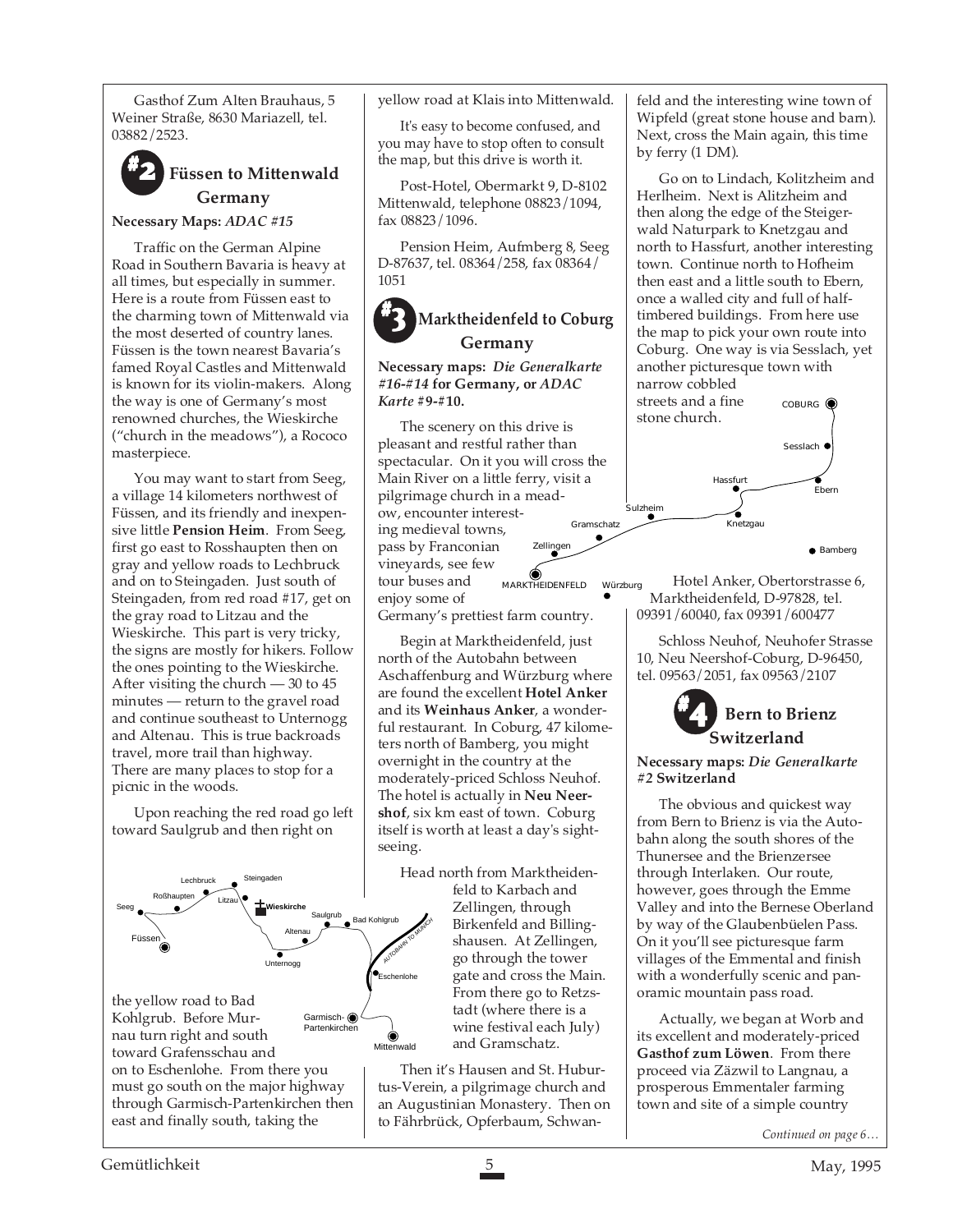Gasthof Zum Alten Brauhaus, 5 Weiner Straße, 8630 Mariazell, tel. 03882/2523.

## #2 Füssen to Mittenwald Germany

**Necessary Maps:** *ADAC #15*

Traffic on the German Alpine Road in Southern Bavaria is heavy at all times, but especially in summer. Here is a route from Füssen east to the charming town of Mittenwald via the most deserted of country lanes. Füssen is the town nearest Bavaria's famed Royal Castles and Mittenwald is known for its violin-makers. Along the way is one of Germany's most renowned churches, the Wieskirche ("church in the meadows"), a Rococo masterpiece.

You may want to start from Seeg, a village 14 kilometers northwest of Füssen, and its friendly and inexpensive little **Pension Heim**. From Seeg, first go east to Rosshaupten then on gray and yellow roads to Lechbruck and on to Steingaden. Just south of Steingaden, from red road #17, get on the gray road to Litzau and the Wieskirche. This part is very tricky, the signs are mostly for hikers. Follow the ones pointing to the Wieskirche. After visiting the church — 30 to 45 minutes — return to the gravel road and continue southeast to Unternogg and Altenau. This is true backroads travel, more trail than highway. There are many places to stop for a picnic in the woods.

Upon reaching the red road go left toward Saulgrub and then right on the yellow road to Bad Kohlgrub. Before Murnau turn right and south toward Grafensschau and on to Eschenlohe. From there you must go south on the major highway through Garmisch-Partenkirchen then east and finally south, taking the yellow road at Klais into Mittenwald.

It's easy to become confused, and you may have to stop often to consult the map, but this drive is worth it.

Post-Hotel, Obermarkt 9, D-8102 Mittenwald, telephone 08823/1094, fax 08823/1096.

Pension Heim, Aufmberg 8, Seeg D-87637, tel. 08364/258, fax 08364/1051

## #3 Marktheidenfeld to Coburg Germany

**Necessary maps:** ***Die Generalkarte* #16-#14 for Germany, or *ADAC Karte* #9-#10.**

The scenery on this drive is pleasant and restful rather than spectacular. On it you will cross the Main River on a little ferry, visit a pilgrimage church in a meadow, encounter interesting medieval towns, pass by Franconian vineyards, see few tour buses and enjoy some of Germany's prettiest farm country.

Begin at Marktheidenfeld, just north of the Autobahn between Aschaffenburg and Würzburg where are found the excellent **Hotel Anker** and its **Weinhaus Anker**, a wonderful restaurant. In Coburg, 47 kilometers north of Bamberg, you might overnight in the country at the moderately-priced Schloss Neuhof. The hotel is actually in **Neu Neershof**, six km east of town. Coburg itself is worth at least a day's sightseeing.

Head north from Marktheidenfeld to Karbach and Zellingen, through Birkenfeld and Billingshausen. At Zellingen, go through the tower gate and cross the Main. From there go to Retzstadt (where there is a wine festival each July) and Gramschatz.

Then it's Hausen and St. Hubertus-Verein, a pilgrimage church and an Augustinian Monastery. Then on to Fährbrück, Opferbaum, Schwanfeld and the interesting wine town of Wipfeld (great stone house and barn). Next, cross the Main again, this time by ferry (1 DM).

Go on to Lindach, Kolitzheim and Herlheim. Next is Alitzheim and then along the edge of the Steigerwald Naturpark to Knetzgau and north to Hassfurt, another interesting town. Continue north to Hofheim then east and a little south to Ebern, once a walled city and full of half-timbered buildings. From here use the map to pick your own route into Coburg. One way is via Sesslach, yet another picturesque town with narrow cobbled streets and a fine stone church.

Hotel Anker, Obertorstrasse 6, Marktheidenfeld, D-97828, tel. 09391/60040, fax 09391/600477

Schloss Neuhof, Neuhofer Strasse 10, Neu Neershof-Coburg, D-96450, tel. 09563/2051, fax 09563/2107

## #4 Bern to Brienz Switzerland

**Necessary maps:** ***Die Generalkarte* #2 Switzerland**

The obvious and quickest way from Bern to Brienz is via the Autobahn along the south shores of the Thunersee and the Brienzersee through Interlaken. Our route, however, goes through the Emme Valley and into the Bernese Oberland by way of the Glaubenbüelen Pass. On it you'll see picturesque farm villages of the Emmental and finish with a wonderfully scenic and panoramic mountain pass road.

Actually, we began at Worb and its excellent and moderately-priced **Gasthof zum Löwen**. From there proceed via Zäzwil to Langnau, a prosperous Emmentaler farming town and site of a simple country

*Continued on page 6…*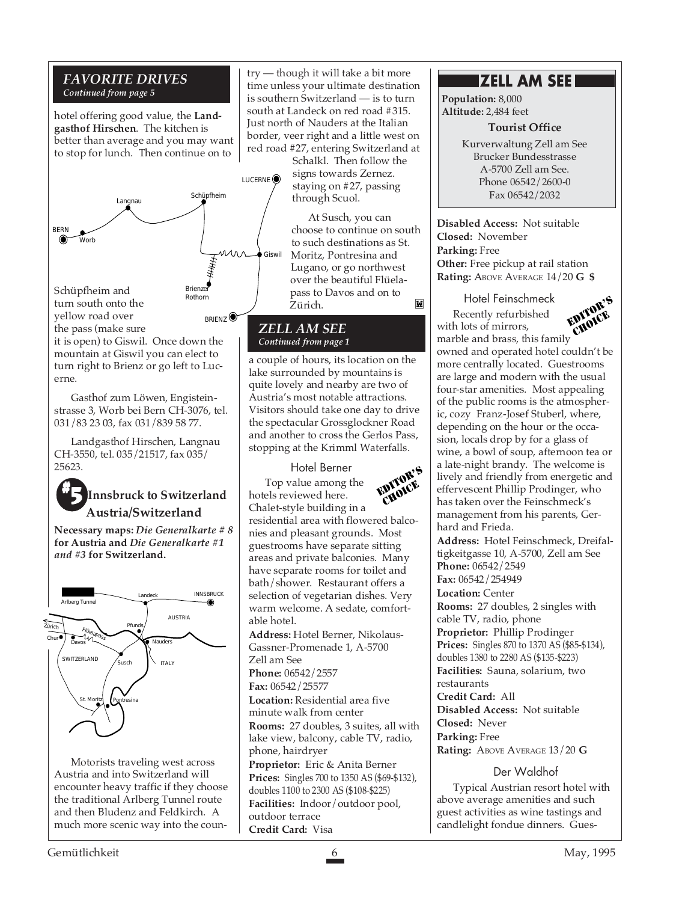## *FAVORITE DRIVES*

*Continued from page 5*

hotel offering good value, the **Landgasthof Hirschen**. The kitchen is better than average and you may want to stop for lunch. Then continue on to Schüpfheim and turn south onto the yellow road over the pass (make sure it is open) to Giswil. Once down the mountain at Giswil you can elect to turn right to Brienz or go left to Lucerne.

Gasthof zum Löwen, Engisteinstrasse 3, Worb bei Bern CH-3076, tel. 031/83 23 03, fax 031/839 58 77.

Landgasthof Hirschen, Langnau CH-3550, tel. 035/21517, fax 035/25623.

### #5 Innsbruck to Switzerland Austria/Switzerland

**Necessary maps: *Die Generalkarte # 8* for Austria and *Die Generalkarte #1 and #3* for Switzerland.**

Motorists traveling west across Austria and into Switzerland will encounter heavy traffic if they choose the traditional Arlberg Tunnel route and then Bludenz and Feldkirch. A much more scenic way into the country — though it will take a bit more time unless your ultimate destination is southern Switzerland — is to turn south at Landeck on red road #315. Just north of Nauders at the Italian border, veer right and a little west on red road #27, entering Switzerland at Schalkl. Then follow the signs towards Zernez. staying on #27, passing through Scuol.

At Susch, you can choose to continue on south to such destinations as St. Moritz, Pontresina and Lugano, or go northwest over the beautiful Flüelapass to Davos and on to Zürich.

## *ZELL AM SEE*

*Continued from page 1*

a couple of hours, its location on the lake surrounded by mountains is quite lovely and nearby are two of Austria's most notable attractions. Visitors should take one day to drive the spectacular Grossglockner Road and another to cross the Gerlos Pass, stopping at the Krimml Waterfalls.

### Hotel Berner

EDITOR'S CHOICE

Top value among the hotels reviewed here. Chalet-style building in a residential area with flowered balconies and pleasant grounds. Most guestrooms have separate sitting areas and private balconies. Many have separate rooms for toilet and bath/shower. Restaurant offers a selection of vegetarian dishes. Very warm welcome. A sedate, comfortable hotel.

**Address:** Hotel Berner, Nikolaus-Gassner-Promenade 1, A-5700 Zell am See
**Phone:** 06542/2557
**Fax:** 06542/25577
**Location:** Residential area five minute walk from center
**Rooms:** 27 doubles, 3 suites, all with lake view, balcony, cable TV, radio, phone, hairdryer
**Proprietor:** Eric & Anita Berner
**Prices:** Singles 700 to 1350 AS ($69-$132), doubles 1100 to 2300 AS ($108-$225)
**Facilities:** Indoor/outdoor pool, outdoor terrace
**Credit Card:** Visa

## ZELL AM SEE

**Population:** 8,000
**Altitude:** 2,484 feet

**Tourist Office**

Kurverwaltung Zell am See
Brucker Bundesstrasse
A-5700 Zell am See.
Phone 06542/2600-0
Fax 06542/2032

**Disabled Access:** Not suitable
**Closed:** November
**Parking:** Free
**Other:** Free pickup at rail station
**Rating:** ABOVE AVERAGE 14/20 **G $**

### Hotel Feinschmeck

EDITOR'S CHOICE

Recently refurbished with lots of mirrors, marble and brass, this family owned and operated hotel couldn't be more centrally located. Guestrooms are large and modern with the usual four-star amenities. Most appealing of the public rooms is the atmospheric, cozy Franz-Josef Stuberl, where, depending on the hour or the occasion, locals drop by for a glass of wine, a bowl of soup, afternoon tea or a late-night brandy. The welcome is lively and friendly from energetic and effervescent Phillip Prodinger, who has taken over the Feinschmeck's management from his parents, Gerhard and Frieda.

**Address:** Hotel Feinschmeck, Dreifaltigkeitgasse 10, A-5700, Zell am See
**Phone:** 06542/2549
**Fax:** 06542/254949
**Location:** Center
**Rooms:** 27 doubles, 2 singles with cable TV, radio, phone
**Proprietor:** Phillip Prodinger
**Prices:** Singles 870 to 1370 AS ($85-$134), doubles 1380 to 2280 AS ($135-$223)
**Facilities:** Sauna, solarium, two restaurants
**Credit Card:** All
**Disabled Access:** Not suitable
**Closed:** Never
**Parking:** Free
**Rating:** ABOVE AVERAGE 13/20 **G**

### Der Waldhof

Typical Austrian resort hotel with above average amenities and such guest activities as wine tastings and candlelight fondue dinners. Gues-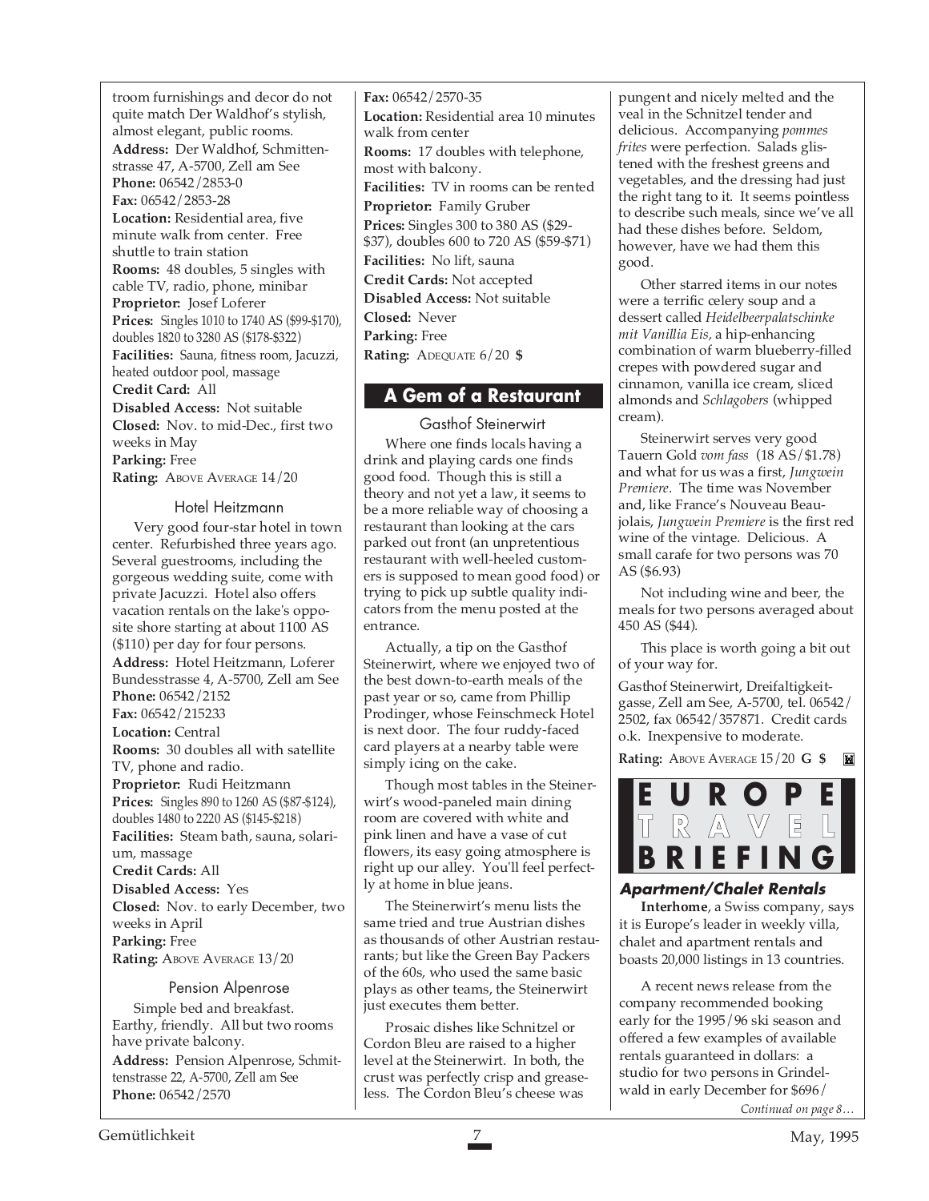troom furnishings and decor do not quite match Der Waldhof's stylish, almost elegant, public rooms.

**Address:** Der Waldhof, Schmittenstrasse 47, A-5700, Zell am See
**Phone:** 06542/2853-0
**Fax:** 06542/2853-28
**Location:** Residential area, five minute walk from center. Free shuttle to train station
**Rooms:** 48 doubles, 5 singles with cable TV, radio, phone, minibar
**Proprietor:** Josef Loferer
**Prices:** Singles 1010 to 1740 AS ($99-$170), doubles 1820 to 3280 AS ($178-$322)
**Facilities:** Sauna, fitness room, Jacuzzi, heated outdoor pool, massage
**Credit Card:** All
**Disabled Access:** Not suitable
**Closed:** Nov. to mid-Dec., first two weeks in May
**Parking:** Free
**Rating:** ABOVE AVERAGE 14/20

### Hotel Heitzmann

Very good four-star hotel in town center. Refurbished three years ago. Several guestrooms, including the gorgeous wedding suite, come with private Jacuzzi. Hotel also offers vacation rentals on the lake's opposite shore starting at about 1100 AS ($110) per day for four persons.

**Address:** Hotel Heitzmann, Loferer Bundesstrasse 4, A-5700, Zell am See
**Phone:** 06542/2152
**Fax:** 06542/215233
**Location:** Central
**Rooms:** 30 doubles all with satellite TV, phone and radio.
**Proprietor:** Rudi Heitzmann
**Prices:** Singles 890 to 1260 AS ($87-$124), doubles 1480 to 2220 AS ($145-$218)
**Facilities:** Steam bath, sauna, solarium, massage
**Credit Cards:** All
**Disabled Access:** Yes
**Closed:** Nov. to early December, two weeks in April
**Parking:** Free
**Rating:** ABOVE AVERAGE 13/20

### Pension Alpenrose

Simple bed and breakfast. Earthy, friendly. All but two rooms have private balcony.

**Address:** Pension Alpenrose, Schmittenstrasse 22, A-5700, Zell am See
**Phone:** 06542/2570
**Fax:** 06542/2570-35
**Location:** Residential area 10 minutes walk from center
**Rooms:** 17 doubles with telephone, most with balcony.
**Facilities:** TV in rooms can be rented
**Proprietor:** Family Gruber
**Prices:** Singles 300 to 380 AS ($29-$37), doubles 600 to 720 AS ($59-$71)
**Facilities:** No lift, sauna
**Credit Cards:** Not accepted
**Disabled Access:** Not suitable
**Closed:** Never
**Parking:** Free
**Rating:** ADEQUATE 6/20 **$**

## A Gem of a Restaurant

### Gasthof Steinerwirt

Where one finds locals having a drink and playing cards one finds good food. Though this is still a theory and not yet a law, it seems to be a more reliable way of choosing a restaurant than looking at the cars parked out front (an unpretentious restaurant with well-heeled customers is supposed to mean good food) or trying to pick up subtle quality indicators from the menu posted at the entrance.

Actually, a tip on the Gasthof Steinerwirt, where we enjoyed two of the best down-to-earth meals of the past year or so, came from Phillip Prodinger, whose Feinschmeck Hotel is next door. The four ruddy-faced card players at a nearby table were simply icing on the cake.

Though most tables in the Steinerwirt's wood-paneled main dining room are covered with white and pink linen and have a vase of cut flowers, its easy going atmosphere is right up our alley. You'll feel perfectly at home in blue jeans.

The Steinerwirt's menu lists the same tried and true Austrian dishes as thousands of other Austrian restaurants; but like the Green Bay Packers of the 60s, who used the same basic plays as other teams, the Steinerwirt just executes them better.

Prosaic dishes like Schnitzel or Cordon Bleu are raised to a higher level at the Steinerwirt. In both, the crust was perfectly crisp and greaseless. The Cordon Bleu's cheese was pungent and nicely melted and the veal in the Schnitzel tender and delicious. Accompanying *pommes frites* were perfection. Salads glistened with the freshest greens and vegetables, and the dressing had just the right tang to it. It seems pointless to describe such meals, since we've all had these dishes before. Seldom, however, have we had them this good.

Other starred items in our notes were a terrific celery soup and a dessert called *Heidelbeerpalatschinke mit Vanillia Eis,* a hip-enhancing combination of warm blueberry-filled crepes with powdered sugar and cinnamon, vanilla ice cream, sliced almonds and *Schlagobers* (whipped cream).

Steinerwirt serves very good Tauern Gold *vom fass* (18 AS/$1.78) and what for us was a first, *Jungwein Premiere*. The time was November and, like France's Nouveau Beaujolais, *Jungwein Premiere* is the first red wine of the vintage. Delicious. A small carafe for two persons was 70 AS ($6.93)

Not including wine and beer, the meals for two persons averaged about 450 AS ($44).

This place is worth going a bit out of your way for.

Gasthof Steinerwirt, Dreifaltigkeitgasse, Zell am See, A-5700, tel. 06542/2502, fax 06542/357871. Credit cards o.k. Inexpensive to moderate.

**Rating:** ABOVE AVERAGE 15/20 **G $**

## EUROPE TRAVEL BRIEFING

### Apartment/Chalet Rentals

**Interhome**, a Swiss company, says it is Europe's leader in weekly villa, chalet and apartment rentals and boasts 20,000 listings in 13 countries.

A recent news release from the company recommended booking early for the 1995/96 ski season and offered a few examples of available rentals guaranteed in dollars: a studio for two persons in Grindelwald in early December for $696/

*Continued on page 8…*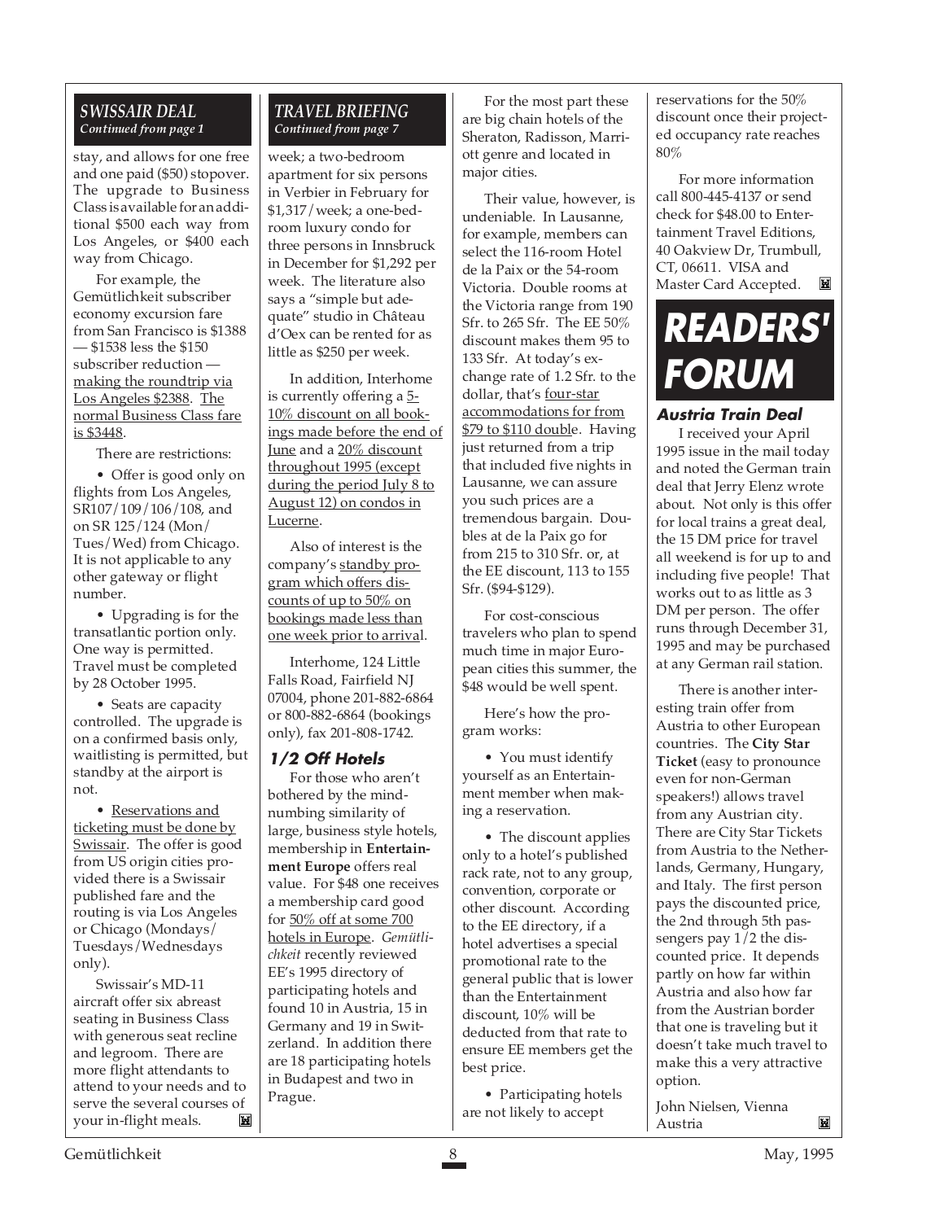### SWISSAIR DEAL
*Continued from page 1*

stay, and allows for one free and one paid ($50) stopover. The upgrade to Business Class is available for an additional $500 each way from Los Angeles, or $400 each way from Chicago.

For example, the Gemütlichkeit subscriber economy excursion fare from San Francisco is $1388 — $1538 less the $150 subscriber reduction — making the roundtrip via Los Angeles $2388. The normal Business Class fare is $3448.

There are restrictions:

- Offer is good only on flights from Los Angeles, SR107/109/106/108, and on SR 125/124 (Mon/Tues/Wed) from Chicago. It is not applicable to any other gateway or flight number.
- Upgrading is for the transatlantic portion only. One way is permitted. Travel must be completed by 28 October 1995.
- Seats are capacity controlled. The upgrade is on a confirmed basis only, waitlisting is permitted, but standby at the airport is not.
- Reservations and ticketing must be done by Swissair. The offer is good from US origin cities provided there is a Swissair published fare and the routing is via Los Angeles or Chicago (Mondays/Tuesdays/Wednesdays only).

Swissair's MD-11 aircraft offer six abreast seating in Business Class with generous seat recline and legroom. There are more flight attendants to attend to your needs and to serve the several courses of your in-flight meals.

### TRAVEL BRIEFING
*Continued from page 7*

week; a two-bedroom apartment for six persons in Verbier in February for $1,317/week; a one-bedroom luxury condo for three persons in Innsbruck in December for $1,292 per week. The literature also says a "simple but adequate" studio in Château d'Oex can be rented for as little as $250 per week.

In addition, Interhome is currently offering a 5-10% discount on all bookings made before the end of June and a 20% discount throughout 1995 (except during the period July 8 to August 12) on condos in Lucerne.

Also of interest is the company's standby program which offers discounts of up to 50% on bookings made less than one week prior to arrival.

Interhome, 124 Little Falls Road, Fairfield NJ 07004, phone 201-882-6864 or 800-882-6864 (bookings only), fax 201-808-1742.

### 1/2 Off Hotels

For those who aren't bothered by the mind-numbing similarity of large, business style hotels, membership in **Entertainment Europe** offers real value. For $48 one receives a membership card good for 50% off at some 700 hotels in Europe. *Gemütlichkeit* recently reviewed EE's 1995 directory of participating hotels and found 10 in Austria, 15 in Germany and 19 in Switzerland. In addition there are 18 participating hotels in Budapest and two in Prague.

For the most part these are big chain hotels of the Sheraton, Radisson, Marriott genre and located in major cities.

Their value, however, is undeniable. In Lausanne, for example, members can select the 116-room Hotel de la Paix or the 54-room Victoria. Double rooms at the Victoria range from 190 Sfr. to 265 Sfr. The EE 50% discount makes them 95 to 133 Sfr. At today's exchange rate of 1.2 Sfr. to the dollar, that's four-star accommodations for from $79 to $110 double. Having just returned from a trip that included five nights in Lausanne, we can assure you such prices are a tremendous bargain. Doubles at de la Paix go for from 215 to 310 Sfr. or, at the EE discount, 113 to 155 Sfr. ($94-$129).

For cost-conscious travelers who plan to spend much time in major European cities this summer, the $48 would be well spent.

Here's how the program works:

- You must identify yourself as an Entertainment member when making a reservation.
- The discount applies only to a hotel's published rack rate, not to any group, convention, corporate or other discount. According to the EE directory, if a hotel advertises a special promotional rate to the general public that is lower than the Entertainment discount, 10% will be deducted from that rate to ensure EE members get the best price.
- Participating hotels are not likely to accept reservations for the 50% discount once their projected occupancy rate reaches 80%

For more information call 800-445-4137 or send check for $48.00 to Entertainment Travel Editions, 40 Oakview Dr, Trumbull, CT, 06611. VISA and Master Card Accepted.

# READERS' FORUM

### Austria Train Deal

I received your April 1995 issue in the mail today and noted the German train deal that Jerry Elenz wrote about. Not only is this offer for local trains a great deal, the 15 DM price for travel all weekend is for up to and including five people! That works out to as little as 3 DM per person. The offer runs through December 31, 1995 and may be purchased at any German rail station.

There is another interesting train offer from Austria to other European countries. The **City Star Ticket** (easy to pronounce even for non-German speakers!) allows travel from any Austrian city. There are City Star Tickets from Austria to the Netherlands, Germany, Hungary, and Italy. The first person pays the discounted price, the 2nd through 5th passengers pay 1/2 the discounted price. It depends partly on how far within Austria and also how far from the Austrian border that one is traveling but it doesn't take much travel to make this a very attractive option.

John Nielsen, Vienna Austria